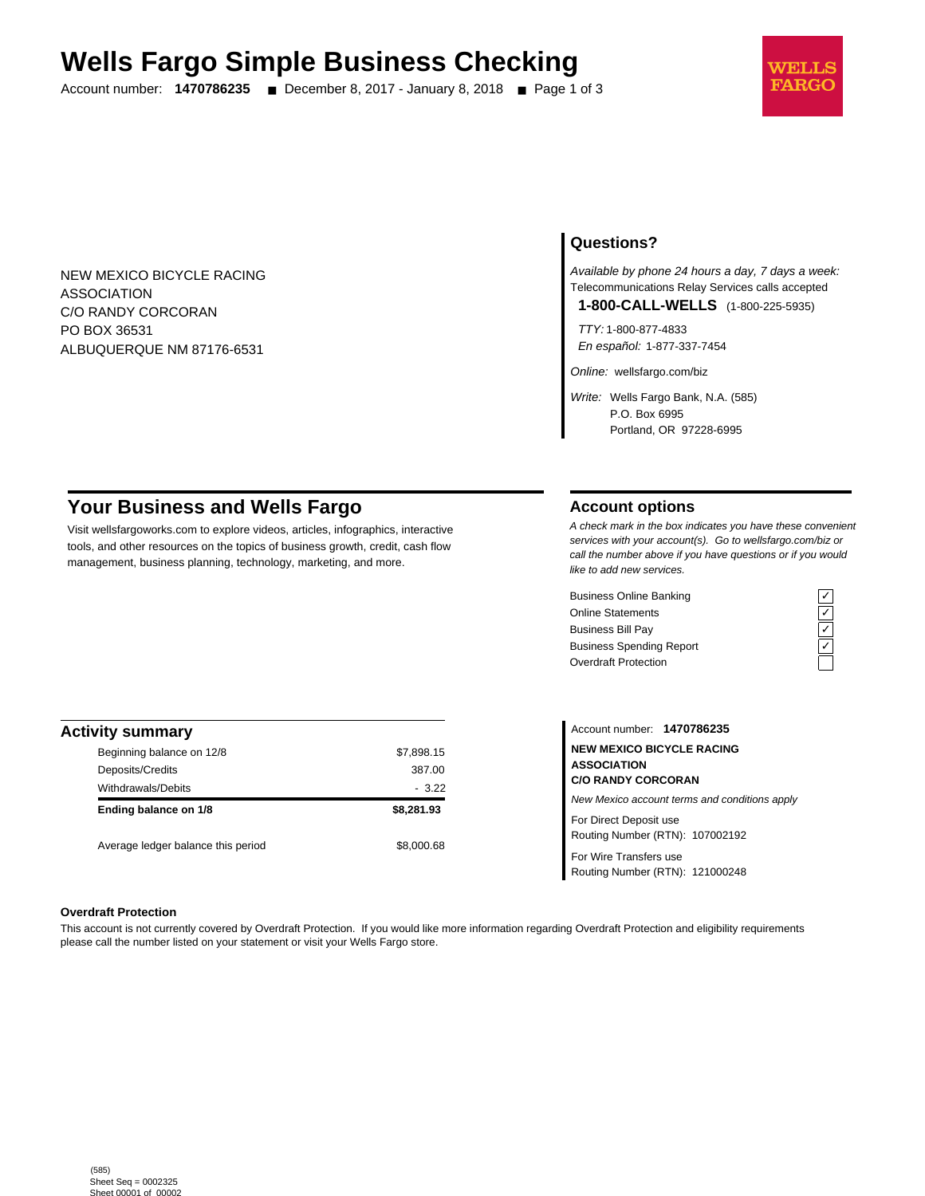# Wells Fargo Simple Business Checking

Account number: **1470786235** ■ December 8, 2017 - January 8, 2018

NEW MEXICO BICYCLE RACING
ASSOCIATION
C/O RANDY CORCORAN
PO BOX 36531
ALBUQUERQUE NM 87176-6531

## Questions?

*Available by phone 24 hours a day, 7 days a week:*
Telecommunications Relay Services calls accepted

**1-800-CALL-WELLS** (1-800-225-5935)

*TTY:* 1-800-877-4833
*En español:* 1-877-337-7454

*Online:* wellsfargo.com/biz

*Write:* Wells Fargo Bank, N.A. (585)
P.O. Box 6995
Portland, OR 97228-6995

## Your Business and Wells Fargo

Visit wellsfargoworks.com to explore videos, articles, infographics, interactive tools, and other resources on the topics of business growth, credit, cash flow management, business planning, technology, marketing, and more.

## Account options

*A check mark in the box indicates you have these convenient services with your account(s). Go to wellsfargo.com/biz or call the number above if you have questions or if you would like to add new services.*

| Service | |
|---|---|
| Business Online Banking | ✓ |
| Online Statements | ✓ |
| Business Bill Pay | ✓ |
| Business Spending Report | ✓ |
| Overdraft Protection | |

## Activity summary

| | |
|---|---|
| Beginning balance on 12/8 | $7,898.15 |
| Deposits/Credits | 387.00 |
| Withdrawals/Debits | - 3.22 |
| **Ending balance on 1/8** | **$8,281.93** |
| Average ledger balance this period | $8,000.68 |

Account number: **1470786235**

**NEW MEXICO BICYCLE RACING ASSOCIATION**
**C/O RANDY CORCORAN**

*New Mexico account terms and conditions apply*

For Direct Deposit use
Routing Number (RTN): 107002192

For Wire Transfers use
Routing Number (RTN): 121000248

**Overdraft Protection**

This account is not currently covered by Overdraft Protection. If you would like more information regarding Overdraft Protection and eligibility requirements please call the number listed on your statement or visit your Wells Fargo store.

(585)
Sheet Seq = 0002325
Sheet 00001 of 00002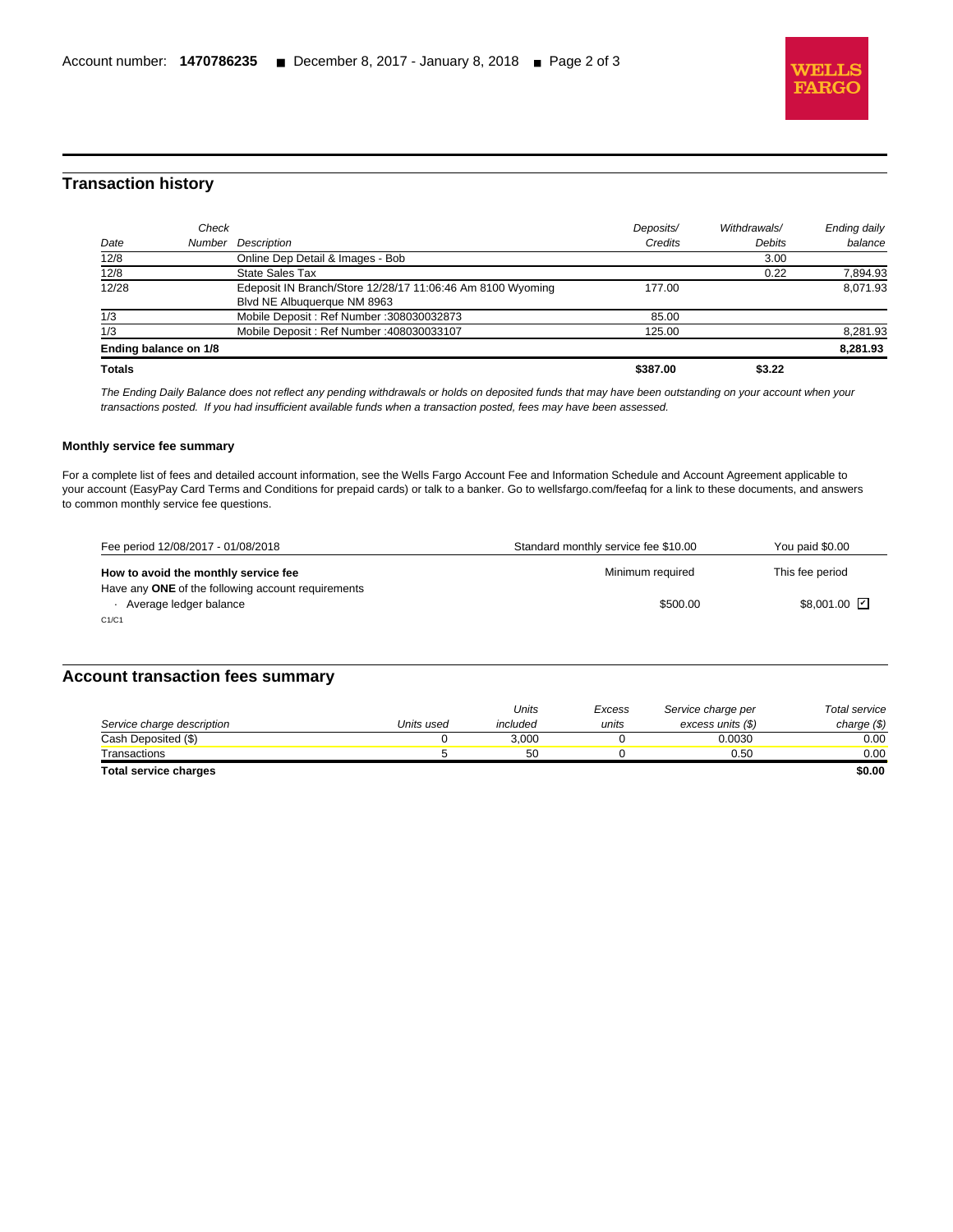## Transaction history

| Date | Check Number | Description | Deposits/ Credits | Withdrawals/ Debits | Ending daily balance |
|---|---|---|---|---|---|
| 12/8 | | Online Dep Detail & Images - Bob | | 3.00 | |
| 12/8 | | State Sales Tax | | 0.22 | 7,894.93 |
| 12/28 | | Edeposit IN Branch/Store 12/28/17 11:06:46 Am 8100 Wyoming Blvd NE Albuquerque NM 8963 | 177.00 | | 8,071.93 |
| 1/3 | | Mobile Deposit : Ref Number :308030032873 | 85.00 | | |
| 1/3 | | Mobile Deposit : Ref Number :408030033107 | 125.00 | | 8,281.93 |
| **Ending balance on 1/8** | | | | | **8,281.93** |
| **Totals** | | | **$387.00** | **$3.22** | |

*The Ending Daily Balance does not reflect any pending withdrawals or holds on deposited funds that may have been outstanding on your account when your transactions posted. If you had insufficient available funds when a transaction posted, fees may have been assessed.*

### Monthly service fee summary

For a complete list of fees and detailed account information, see the Wells Fargo Account Fee and Information Schedule and Account Agreement applicable to your account (EasyPay Card Terms and Conditions for prepaid cards) or talk to a banker. Go to wellsfargo.com/feefaq for a link to these documents, and answers to common monthly service fee questions.

| Fee period 12/08/2017 - 01/08/2018 | Standard monthly service fee $10.00 | You paid $0.00 |
|---|---|---|
| **How to avoid the monthly service fee** | Minimum required | This fee period |
| Have any **ONE** of the following account requirements | | |
| · Average ledger balance | $500.00 | $8,001.00 ☑ |

C1/C1

## Account transaction fees summary

| Service charge description | Units used | Units included | Excess units | Service charge per excess units ($) | Total service charge ($) |
|---|---|---|---|---|---|
| Cash Deposited ($) | 0 | 3,000 | 0 | 0.0030 | 0.00 |
| Transactions | 5 | 50 | 0 | 0.50 | 0.00 |
| **Total service charges** | | | | | **$0.00** |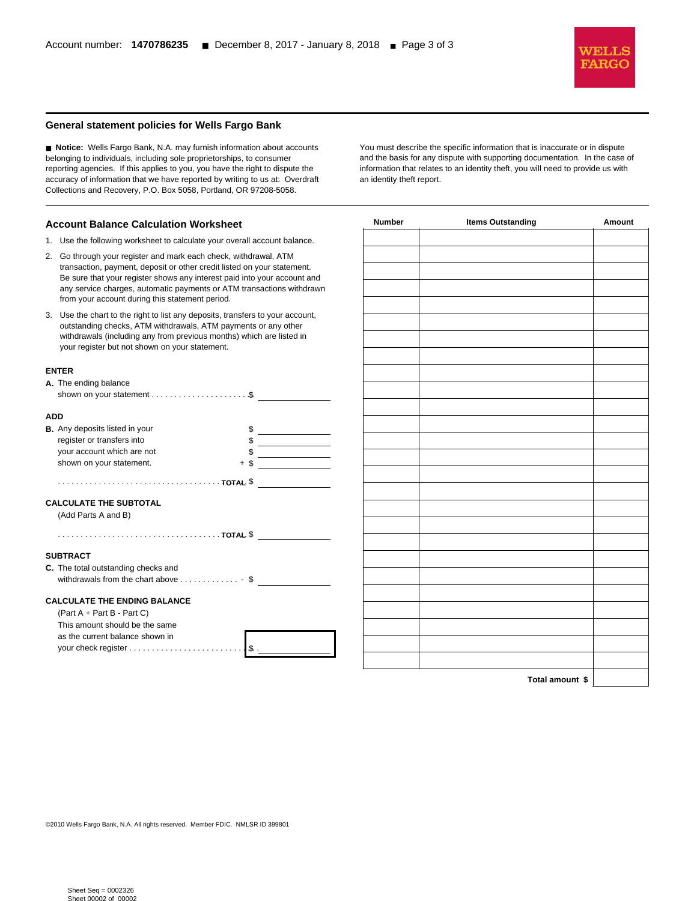## General statement policies for Wells Fargo Bank

■ **Notice:** Wells Fargo Bank, N.A. may furnish information about accounts belonging to individuals, including sole proprietorships, to consumer reporting agencies. If this applies to you, you have the right to dispute the accuracy of information that we have reported by writing to us at: Overdraft Collections and Recovery, P.O. Box 5058, Portland, OR 97208-5058.

You must describe the specific information that is inaccurate or in dispute and the basis for any dispute with supporting documentation. In the case of information that relates to an identity theft, you will need to provide us with an identity theft report.

## Account Balance Calculation Worksheet

1. Use the following worksheet to calculate your overall account balance.
2. Go through your register and mark each check, withdrawal, ATM transaction, payment, deposit or other credit listed on your statement. Be sure that your register shows any interest paid into your account and any service charges, automatic payments or ATM transactions withdrawn from your account during this statement period.
3. Use the chart to the right to list any deposits, transfers to your account, outstanding checks, ATM withdrawals, ATM payments or any other withdrawals (including any from previous months) which are listed in your register but not shown on your statement.

**ENTER**

**A.** The ending balance shown on your statement . . . . . . . . . . . . . . . . . . . . . $ __________

**ADD**

**B.** Any deposits listed in your register or transfers into your account which are not shown on your statement.

$ __________
$ __________
$ __________
+ $ __________

. . . . . . . . . . . . . . . . . . . . . . . . . . . . . . . . . . . **TOTAL** $ __________

**CALCULATE THE SUBTOTAL**

(Add Parts A and B)

. . . . . . . . . . . . . . . . . . . . . . . . . . . . . . . . . . . **TOTAL** $ __________

**SUBTRACT**

**C.** The total outstanding checks and withdrawals from the chart above . . . . . . . . . . . . . - $ __________

**CALCULATE THE ENDING BALANCE**

(Part A + Part B - Part C)
This amount should be the same as the current balance shown in your check register . . . . . . . . . . . . . . . . . . . . . . . . . $ __________

| Number | Items Outstanding | Amount |
|---|---|---|
| | | |
| | | |
| | | |
| | | |
| | | |
| | | |
| | | |
| | | |
| | | |
| | | |
| | | |
| | | |
| | | |
| | | |
| | | |
| | | |
| | | |
| | | |
| | | |
| | | |
| | | |
| | | |
| | | |
| | | |
| | | |
| | | |
| | **Total amount $** | |

©2010 Wells Fargo Bank, N.A. All rights reserved. Member FDIC. NMLSR ID 399801

Sheet Seq = 0002326
Sheet 00002 of 00002